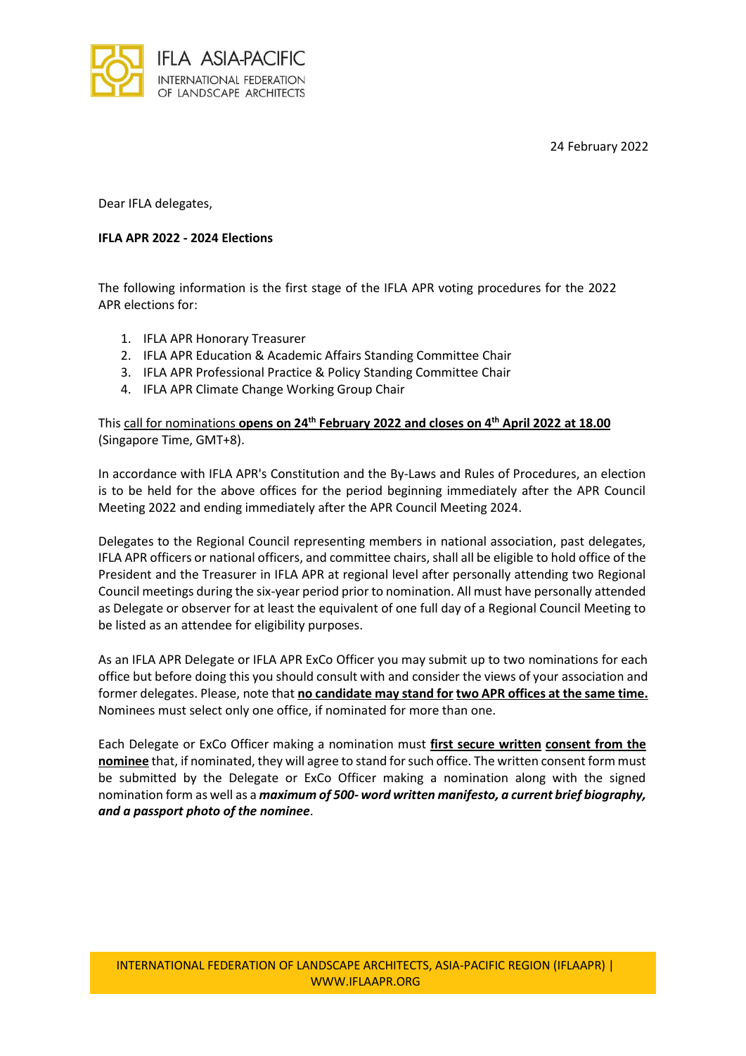24 February 2022

Dear IFLA delegates,

**IFLA APR 2022 - 2024 Elections**

The following information is the first stage of the IFLA APR voting procedures for the 2022 APR elections for:

1. IFLA APR Honorary Treasurer
2. IFLA APR Education & Academic Affairs Standing Committee Chair
3. IFLA APR Professional Practice & Policy Standing Committee Chair
4. IFLA APR Climate Change Working Group Chair

This call for nominations **opens on 24th February 2022 and closes on 4th April 2022 at 18.00** (Singapore Time, GMT+8).

In accordance with IFLA APR's Constitution and the By-Laws and Rules of Procedures, an election is to be held for the above offices for the period beginning immediately after the APR Council Meeting 2022 and ending immediately after the APR Council Meeting 2024.

Delegates to the Regional Council representing members in national association, past delegates, IFLA APR officers or national officers, and committee chairs, shall all be eligible to hold office of the President and the Treasurer in IFLA APR at regional level after personally attending two Regional Council meetings during the six-year period prior to nomination. All must have personally attended as Delegate or observer for at least the equivalent of one full day of a Regional Council Meeting to be listed as an attendee for eligibility purposes.

As an IFLA APR Delegate or IFLA APR ExCo Officer you may submit up to two nominations for each office but before doing this you should consult with and consider the views of your association and former delegates. Please, note that **no candidate may stand for two APR offices at the same time.** Nominees must select only one office, if nominated for more than one.

Each Delegate or ExCo Officer making a nomination must **first secure written consent from the nominee** that, if nominated, they will agree to stand for such office. The written consent form must be submitted by the Delegate or ExCo Officer making a nomination along with the signed nomination form as well as a ***maximum of 500- word written manifesto, a current brief biography, and a passport photo of the nominee***.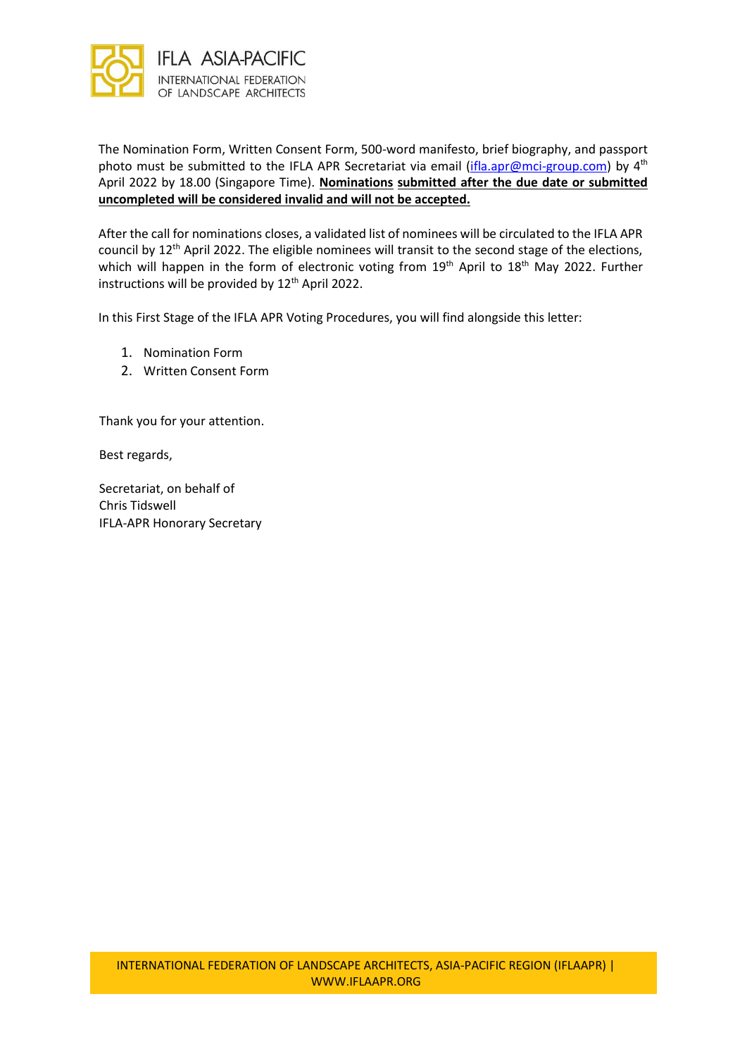The Nomination Form, Written Consent Form, 500-word manifesto, brief biography, and passport photo must be submitted to the IFLA APR Secretariat via email (ifla.apr@mci-group.com) by 4th April 2022 by 18.00 (Singapore Time). **Nominations submitted after the due date or submitted uncompleted will be considered invalid and will not be accepted.**

After the call for nominations closes, a validated list of nominees will be circulated to the IFLA APR council by 12th April 2022. The eligible nominees will transit to the second stage of the elections, which will happen in the form of electronic voting from 19th April to 18th May 2022. Further instructions will be provided by 12th April 2022.

In this First Stage of the IFLA APR Voting Procedures, you will find alongside this letter:

1. Nomination Form
2. Written Consent Form

Thank you for your attention.

Best regards,

Secretariat, on behalf of
Chris Tidswell
IFLA-APR Honorary Secretary